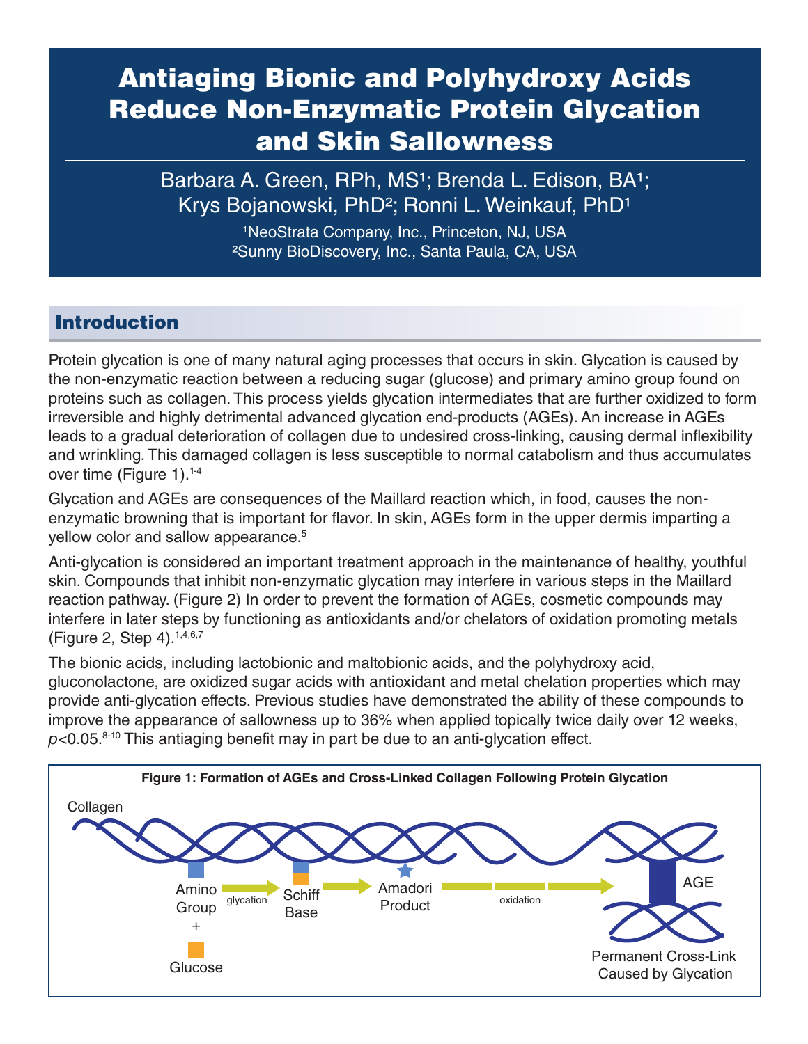# Antiaging Bionic and Polyhydroxy Acids Reduce Non-Enzymatic Protein Glycation and Skin Sallowness

Barbara A. Green, RPh, MS[1]; Brenda L. Edison, BA[1]; Krys Bojanowski, PhD[2]; Ronni L. Weinkauf, PhD[1]

[1]NeoStrata Company, Inc., Princeton, NJ, USA
[2]Sunny BioDiscovery, Inc., Santa Paula, CA, USA

## Introduction

Protein glycation is one of many natural aging processes that occurs in skin. Glycation is caused by the non-enzymatic reaction between a reducing sugar (glucose) and primary amino group found on proteins such as collagen. This process yields glycation intermediates that are further oxidized to form irreversible and highly detrimental advanced glycation end-products (AGEs). An increase in AGEs leads to a gradual deterioration of collagen due to undesired cross-linking, causing dermal inflexibility and wrinkling. This damaged collagen is less susceptible to normal catabolism and thus accumulates over time (Figure 1).[1-4]

Glycation and AGEs are consequences of the Maillard reaction which, in food, causes the non-enzymatic browning that is important for flavor. In skin, AGEs form in the upper dermis imparting a yellow color and sallow appearance.[5]

Anti-glycation is considered an important treatment approach in the maintenance of healthy, youthful skin. Compounds that inhibit non-enzymatic glycation may interfere in various steps in the Maillard reaction pathway. (Figure 2) In order to prevent the formation of AGEs, cosmetic compounds may interfere in later steps by functioning as antioxidants and/or chelators of oxidation promoting metals (Figure 2, Step 4).[1,4,6,7]

The bionic acids, including lactobionic and maltobionic acids, and the polyhydroxy acid, gluconolactone, are oxidized sugar acids with antioxidant and metal chelation properties which may provide anti-glycation effects. Previous studies have demonstrated the ability of these compounds to improve the appearance of sallowness up to 36% when applied topically twice daily over 12 weeks, $p<0.05$.[8-10] This antiaging benefit may in part be due to an anti-glycation effect.

**Figure 1: Formation of AGEs and Cross-Linked Collagen Following Protein Glycation**

Collagen — Amino Group + Glucose → (glycation) → Schiff Base → Amadori Product → (oxidation) → AGE — Permanent Cross-Link Caused by Glycation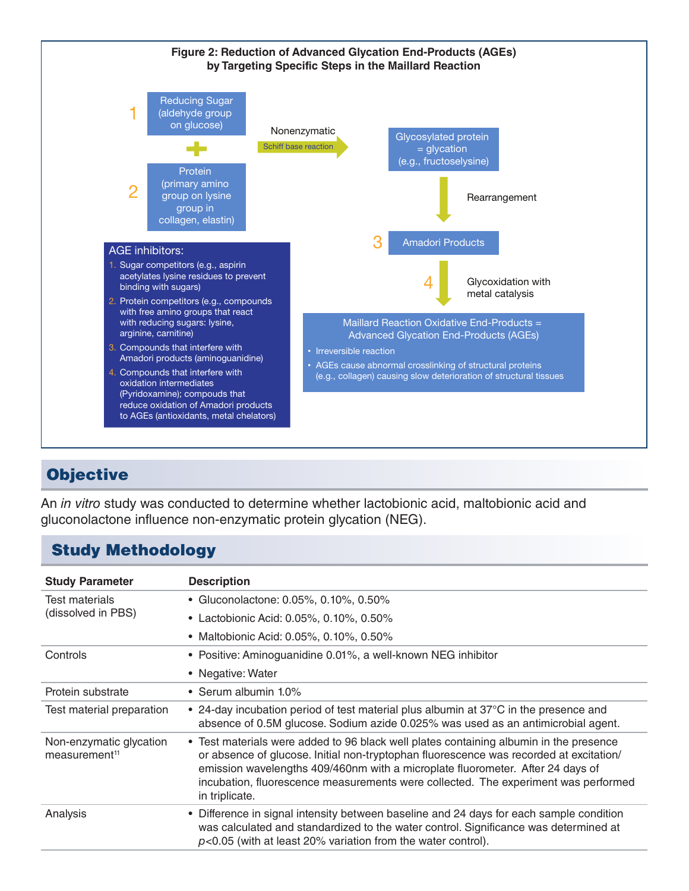**Figure 2: Reduction of Advanced Glycation End-Products (AGEs) by Targeting Specific Steps in the Maillard Reaction**

1 Reducing Sugar (aldehyde group on glucose)

+

2 Protein (primary amino group on lysine group in collagen, elastin)

Nonenzymatic — Schiff base reaction →

Glycosylated protein = glycation (e.g., fructoselysine)

↓ Rearrangement

3 Amadori Products

↓ 4 Glycoxidation with metal catalysis

Maillard Reaction Oxidative End-Products = Advanced Glycation End-Products (AGEs)

- Irreversible reaction
- AGEs cause abnormal crosslinking of structural proteins (e.g., collagen) causing slow deterioration of structural tissues

AGE inhibitors:

1. Sugar competitors (e.g., aspirin acetylates lysine residues to prevent binding with sugars)
2. Protein competitors (e.g., compounds with free amino groups that react with reducing sugars: lysine, arginine, carnitine)
3. Compounds that interfere with Amadori products (aminoguanidine)
4. Compounds that interfere with oxidation intermediates (Pyridoxamine); compounds that reduce oxidation of Amadori products to AGEs (antioxidants, metal chelators)

## Objective

An *in vitro* study was conducted to determine whether lactobionic acid, maltobionic acid and gluconolactone influence non-enzymatic protein glycation (NEG).

## Study Methodology

| Study Parameter | Description |
| --- | --- |
| Test materials (dissolved in PBS) | • Gluconolactone: 0.05%, 0.10%, 0.50%<br>• Lactobionic Acid: 0.05%, 0.10%, 0.50%<br>• Maltobionic Acid: 0.05%, 0.10%, 0.50% |
| Controls | • Positive: Aminoguanidine 0.01%, a well-known NEG inhibitor<br>• Negative: Water |
| Protein substrate | • Serum albumin 1.0% |
| Test material preparation | • 24-day incubation period of test material plus albumin at 37°C in the presence and absence of 0.5M glucose. Sodium azide 0.025% was used as an antimicrobial agent. |
| Non-enzymatic glycation measurement[11] | • Test materials were added to 96 black well plates containing albumin in the presence or absence of glucose. Initial non-tryptophan fluorescence was recorded at excitation/ emission wavelengths 409/460nm with a microplate fluorometer. After 24 days of incubation, fluorescence measurements were collected. The experiment was performed in triplicate. |
| Analysis | • Difference in signal intensity between baseline and 24 days for each sample condition was calculated and standardized to the water control. Significance was determined at $p<0.05$ (with at least 20% variation from the water control). |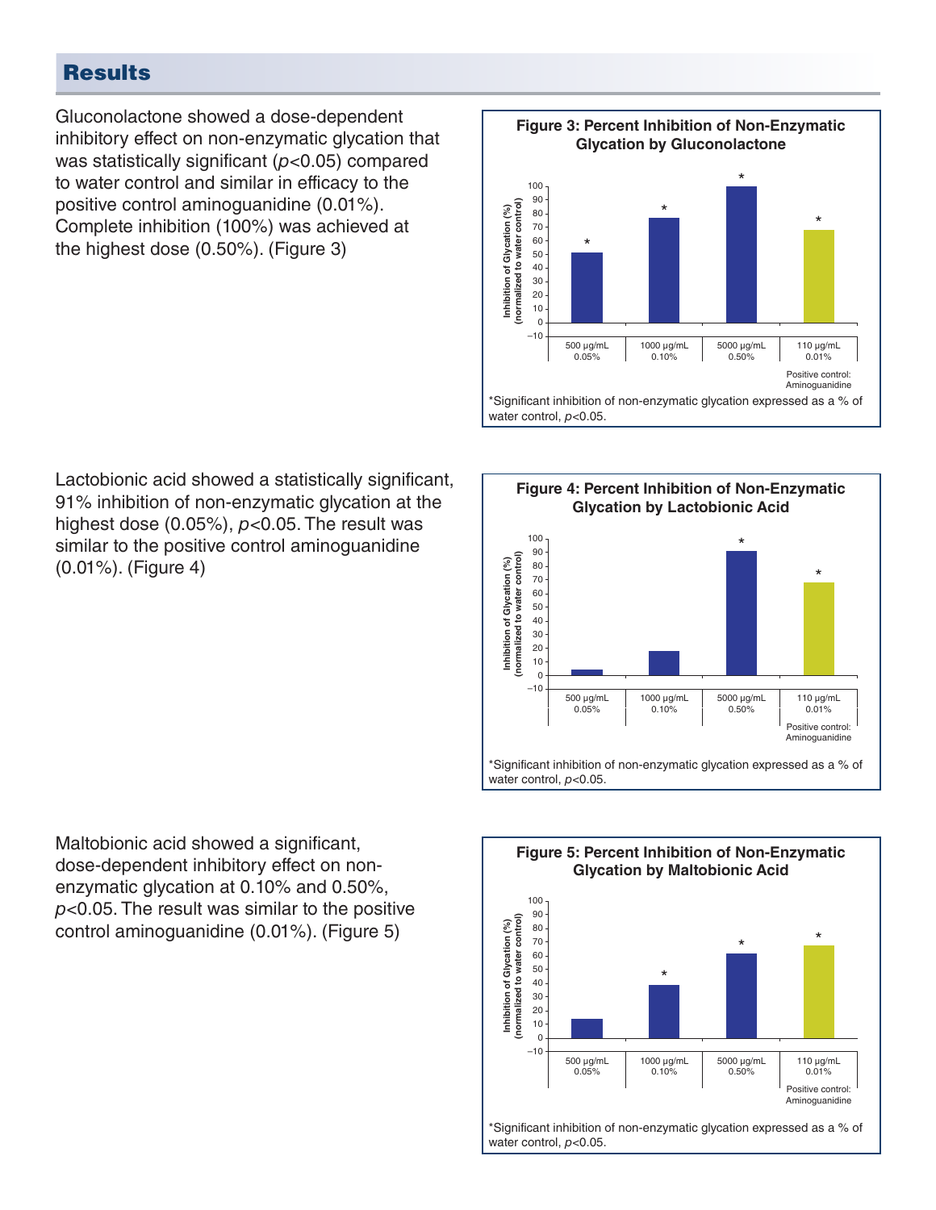## Results

Gluconolactone showed a dose-dependent inhibitory effect on non-enzymatic glycation that was statistically significant ($p<0.05$) compared to water control and similar in efficacy to the positive control aminoguanidine (0.01%). Complete inhibition (100%) was achieved at the highest dose (0.50%). (Figure 3)

**Figure 3: Percent Inhibition of Non-Enzymatic Glycation by Gluconolactone**

*Significant inhibition of non-enzymatic glycation expressed as a % of water control, $p<0.05$.

Lactobionic acid showed a statistically significant, 91% inhibition of non-enzymatic glycation at the highest dose (0.05%), $p<0.05$. The result was similar to the positive control aminoguanidine (0.01%). (Figure 4)

**Figure 4: Percent Inhibition of Non-Enzymatic Glycation by Lactobionic Acid**

*Significant inhibition of non-enzymatic glycation expressed as a % of water control, $p<0.05$.

Maltobionic acid showed a significant, dose-dependent inhibitory effect on non-enzymatic glycation at 0.10% and 0.50%, $p<0.05$. The result was similar to the positive control aminoguanidine (0.01%). (Figure 5)

**Figure 5: Percent Inhibition of Non-Enzymatic Glycation by Maltobionic Acid**

*Significant inhibition of non-enzymatic glycation expressed as a % of water control, $p<0.05$.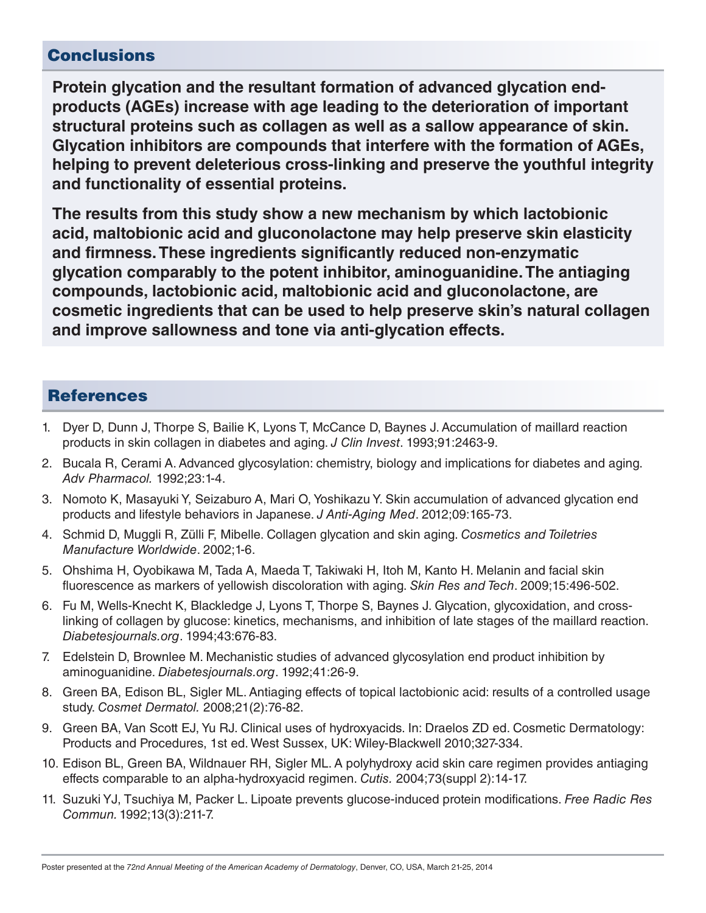## Conclusions

**Protein glycation and the resultant formation of advanced glycation end-products (AGEs) increase with age leading to the deterioration of important structural proteins such as collagen as well as a sallow appearance of skin. Glycation inhibitors are compounds that interfere with the formation of AGEs, helping to prevent deleterious cross-linking and preserve the youthful integrity and functionality of essential proteins.**

**The results from this study show a new mechanism by which lactobionic acid, maltobionic acid and gluconolactone may help preserve skin elasticity and firmness. These ingredients significantly reduced non-enzymatic glycation comparably to the potent inhibitor, aminoguanidine. The antiaging compounds, lactobionic acid, maltobionic acid and gluconolactone, are cosmetic ingredients that can be used to help preserve skin's natural collagen and improve sallowness and tone via anti-glycation effects.**

## References

1. Dyer D, Dunn J, Thorpe S, Bailie K, Lyons T, McCance D, Baynes J. Accumulation of maillard reaction products in skin collagen in diabetes and aging. *J Clin Invest*. 1993;91:2463-9.
2. Bucala R, Cerami A. Advanced glycosylation: chemistry, biology and implications for diabetes and aging. *Adv Pharmacol.* 1992;23:1-4.
3. Nomoto K, Masayuki Y, Seizaburo A, Mari O, Yoshikazu Y. Skin accumulation of advanced glycation end products and lifestyle behaviors in Japanese. *J Anti-Aging Med*. 2012;09:165-73.
4. Schmid D, Muggli R, Zülli F, Mibelle. Collagen glycation and skin aging. *Cosmetics and Toiletries Manufacture Worldwide*. 2002;1-6.
5. Ohshima H, Oyobikawa M, Tada A, Maeda T, Takiwaki H, Itoh M, Kanto H. Melanin and facial skin fluorescence as markers of yellowish discoloration with aging. *Skin Res and Tech*. 2009;15:496-502.
6. Fu M, Wells-Knecht K, Blackledge J, Lyons T, Thorpe S, Baynes J. Glycation, glycoxidation, and cross-linking of collagen by glucose: kinetics, mechanisms, and inhibition of late stages of the maillard reaction. *Diabetesjournals.org*. 1994;43:676-83.
7. Edelstein D, Brownlee M. Mechanistic studies of advanced glycosylation end product inhibition by aminoguanidine. *Diabetesjournals.org*. 1992;41:26-9.
8. Green BA, Edison BL, Sigler ML. Antiaging effects of topical lactobionic acid: results of a controlled usage study. *Cosmet Dermatol.* 2008;21(2):76-82.
9. Green BA, Van Scott EJ, Yu RJ. Clinical uses of hydroxyacids. In: Draelos ZD ed. Cosmetic Dermatology: Products and Procedures, 1st ed. West Sussex, UK: Wiley-Blackwell 2010;327-334.
10. Edison BL, Green BA, Wildnauer RH, Sigler ML. A polyhydroxy acid skin care regimen provides antiaging effects comparable to an alpha-hydroxyacid regimen. *Cutis.* 2004;73(suppl 2):14-17.
11. Suzuki YJ, Tsuchiya M, Packer L. Lipoate prevents glucose-induced protein modifications. *Free Radic Res Commun.* 1992;13(3):211-7.

Poster presented at the *72nd Annual Meeting of the American Academy of Dermatology*, Denver, CO, USA, March 21-25, 2014